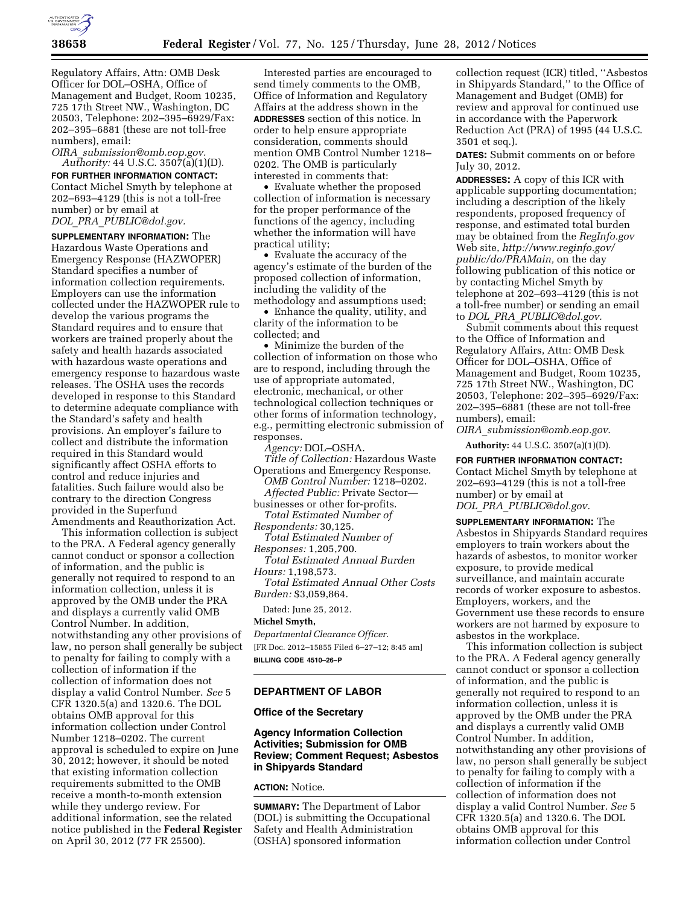Regulatory Affairs, Attn: OMB Desk Officer for DOL–OSHA, Office of Management and Budget, Room 10235, 725 17th Street NW., Washington, DC 20503, Telephone: 202–395–6929/Fax: 202–395–6881 (these are not toll-free numbers), email: *OIRA_submission@omb.eop.gov.*

*Authority:* 44 U.S.C. 3507(a)(1)(D).

**FOR FURTHER INFORMATION CONTACT:** Contact Michel Smyth by telephone at 202–693–4129 (this is not a toll-free number) or by email at *DOL_PRA_PUBLIC@dol.gov.*

**SUPPLEMENTARY INFORMATION:** The Hazardous Waste Operations and Emergency Response (HAZWOPER) Standard specifies a number of information collection requirements. Employers can use the information collected under the HAZWOPER rule to develop the various programs the Standard requires and to ensure that workers are trained properly about the safety and health hazards associated with hazardous waste operations and emergency response to hazardous waste releases. The OSHA uses the records developed in response to this Standard to determine adequate compliance with the Standard's safety and health provisions. An employer's failure to collect and distribute the information required in this Standard would significantly affect OSHA efforts to control and reduce injuries and fatalities. Such failure would also be contrary to the direction Congress provided in the Superfund Amendments and Reauthorization Act.

This information collection is subject to the PRA. A Federal agency generally cannot conduct or sponsor a collection of information, and the public is generally not required to respond to an information collection, unless it is approved by the OMB under the PRA and displays a currently valid OMB Control Number. In addition, notwithstanding any other provisions of law, no person shall generally be subject to penalty for failing to comply with a collection of information if the collection of information does not display a valid Control Number. *See* 5 CFR 1320.5(a) and 1320.6. The DOL obtains OMB approval for this information collection under Control Number 1218–0202. The current approval is scheduled to expire on June 30, 2012; however, it should be noted that existing information collection requirements submitted to the OMB receive a month-to-month extension while they undergo review. For additional information, see the related notice published in the **Federal Register** on April 30, 2012 (77 FR 25500).

Interested parties are encouraged to send timely comments to the OMB, Office of Information and Regulatory Affairs at the address shown in the **ADDRESSES** section of this notice. In order to help ensure appropriate consideration, comments should mention OMB Control Number 1218–0202. The OMB is particularly interested in comments that:

- Evaluate whether the proposed collection of information is necessary for the proper performance of the functions of the agency, including whether the information will have practical utility;
- Evaluate the accuracy of the agency's estimate of the burden of the proposed collection of information, including the validity of the methodology and assumptions used;
- Enhance the quality, utility, and clarity of the information to be collected; and
- Minimize the burden of the collection of information on those who are to respond, including through the use of appropriate automated, electronic, mechanical, or other technological collection techniques or other forms of information technology, e.g., permitting electronic submission of responses.

*Agency:* DOL–OSHA.

*Title of Collection:* Hazardous Waste Operations and Emergency Response.

*OMB Control Number:* 1218–0202.

*Affected Public:* Private Sector—businesses or other for-profits.

*Total Estimated Number of Respondents:* 30,125.

*Total Estimated Number of Responses:* 1,205,700.

*Total Estimated Annual Burden Hours:* 1,198,573.

*Total Estimated Annual Other Costs Burden:* $3,059,864.

Dated: June 25, 2012.

**Michel Smyth,**

*Departmental Clearance Officer.*

[FR Doc. 2012–15855 Filed 6–27–12; 8:45 am]

**BILLING CODE 4510–26–P**

## DEPARTMENT OF LABOR

### Office of the Secretary

### Agency Information Collection Activities; Submission for OMB Review; Comment Request; Asbestos in Shipyards Standard

**ACTION:** Notice.

**SUMMARY:** The Department of Labor (DOL) is submitting the Occupational Safety and Health Administration (OSHA) sponsored information collection request (ICR) titled, ''Asbestos in Shipyards Standard,'' to the Office of Management and Budget (OMB) for review and approval for continued use in accordance with the Paperwork Reduction Act (PRA) of 1995 (44 U.S.C. 3501 et seq.).

**DATES:** Submit comments on or before July 30, 2012.

**ADDRESSES:** A copy of this ICR with applicable supporting documentation; including a description of the likely respondents, proposed frequency of response, and estimated total burden may be obtained from the *RegInfo.gov* Web site, *http://www.reginfo.gov/public/do/PRAMain,* on the day following publication of this notice or by contacting Michel Smyth by telephone at 202–693–4129 (this is not a toll-free number) or sending an email to *DOL_PRA_PUBLIC@dol.gov.*

Submit comments about this request to the Office of Information and Regulatory Affairs, Attn: OMB Desk Officer for DOL–OSHA, Office of Management and Budget, Room 10235, 725 17th Street NW., Washington, DC 20503, Telephone: 202–395–6929/Fax: 202–395–6881 (these are not toll-free numbers), email: *OIRA_submission@omb.eop.gov*.

**Authority:** 44 U.S.C. 3507(a)(1)(D).

**FOR FURTHER INFORMATION CONTACT:** Contact Michel Smyth by telephone at 202–693–4129 (this is not a toll-free number) or by email at *DOL_PRA_PUBLIC@dol.gov.*

**SUPPLEMENTARY INFORMATION:** The Asbestos in Shipyards Standard requires employers to train workers about the hazards of asbestos, to monitor worker exposure, to provide medical surveillance, and maintain accurate records of worker exposure to asbestos. Employers, workers, and the Government use these records to ensure workers are not harmed by exposure to asbestos in the workplace.

This information collection is subject to the PRA. A Federal agency generally cannot conduct or sponsor a collection of information, and the public is generally not required to respond to an information collection, unless it is approved by the OMB under the PRA and displays a currently valid OMB Control Number. In addition, notwithstanding any other provisions of law, no person shall generally be subject to penalty for failing to comply with a collection of information if the collection of information does not display a valid Control Number. *See* 5 CFR 1320.5(a) and 1320.6. The DOL obtains OMB approval for this information collection under Control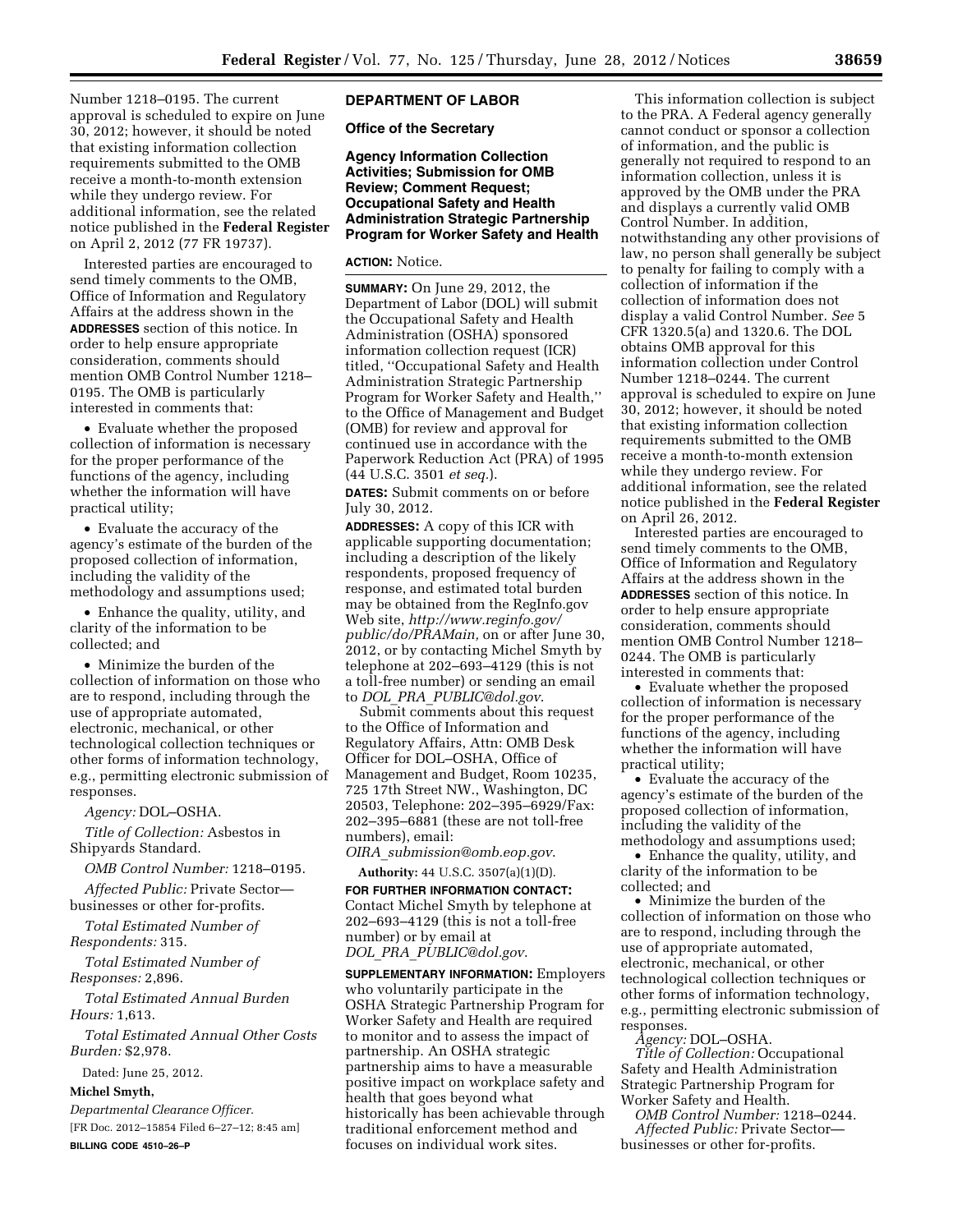Number 1218–0195. The current approval is scheduled to expire on June 30, 2012; however, it should be noted that existing information collection requirements submitted to the OMB receive a month-to-month extension while they undergo review. For additional information, see the related notice published in the **Federal Register** on April 2, 2012 (77 FR 19737).

Interested parties are encouraged to send timely comments to the OMB, Office of Information and Regulatory Affairs at the address shown in the **ADDRESSES** section of this notice. In order to help ensure appropriate consideration, comments should mention OMB Control Number 1218–0195. The OMB is particularly interested in comments that:

- Evaluate whether the proposed collection of information is necessary for the proper performance of the functions of the agency, including whether the information will have practical utility;
- Evaluate the accuracy of the agency's estimate of the burden of the proposed collection of information, including the validity of the methodology and assumptions used;
- Enhance the quality, utility, and clarity of the information to be collected; and
- Minimize the burden of the collection of information on those who are to respond, including through the use of appropriate automated, electronic, mechanical, or other technological collection techniques or other forms of information technology, e.g., permitting electronic submission of responses.

*Agency:* DOL–OSHA.

*Title of Collection:* Asbestos in Shipyards Standard.

*OMB Control Number:* 1218–0195.

*Affected Public:* Private Sector—businesses or other for-profits.

*Total Estimated Number of Respondents:* 315.

*Total Estimated Number of Responses:* 2,896.

*Total Estimated Annual Burden Hours:* 1,613.

*Total Estimated Annual Other Costs Burden:* $2,978.

Dated: June 25, 2012.

**Michel Smyth,**

*Departmental Clearance Officer.*

[FR Doc. 2012–15854 Filed 6–27–12; 8:45 am]

**BILLING CODE 4510–26–P**

## DEPARTMENT OF LABOR

### Office of the Secretary

### Agency Information Collection Activities; Submission for OMB Review; Comment Request; Occupational Safety and Health Administration Strategic Partnership Program for Worker Safety and Health

**ACTION:** Notice.

**SUMMARY:** On June 29, 2012, the Department of Labor (DOL) will submit the Occupational Safety and Health Administration (OSHA) sponsored information collection request (ICR) titled, "Occupational Safety and Health Administration Strategic Partnership Program for Worker Safety and Health," to the Office of Management and Budget (OMB) for review and approval for continued use in accordance with the Paperwork Reduction Act (PRA) of 1995 (44 U.S.C. 3501 *et seq.*).

**DATES:** Submit comments on or before July 30, 2012.

**ADDRESSES:** A copy of this ICR with applicable supporting documentation; including a description of the likely respondents, proposed frequency of response, and estimated total burden may be obtained from the RegInfo.gov Web site, *http://www.reginfo.gov/public/do/PRAMain,* on or after June 30, 2012, or by contacting Michel Smyth by telephone at 202–693–4129 (this is not a toll-free number) or sending an email to *DOL_PRA_PUBLIC@dol.gov*.

Submit comments about this request to the Office of Information and Regulatory Affairs, Attn: OMB Desk Officer for DOL–OSHA, Office of Management and Budget, Room 10235, 725 17th Street NW., Washington, DC 20503, Telephone: 202–395–6929/Fax: 202–395–6881 (these are not toll-free numbers), email: *OIRA_submission@omb.eop.gov*.

**Authority:** 44 U.S.C. 3507(a)(1)(D).

**FOR FURTHER INFORMATION CONTACT:** Contact Michel Smyth by telephone at 202–693–4129 (this is not a toll-free number) or by email at *DOL_PRA_PUBLIC@dol.gov.*

**SUPPLEMENTARY INFORMATION:** Employers who voluntarily participate in the OSHA Strategic Partnership Program for Worker Safety and Health are required to monitor and to assess the impact of partnership. An OSHA strategic partnership aims to have a measurable positive impact on workplace safety and health that goes beyond what historically has been achievable through traditional enforcement method and focuses on individual work sites.

This information collection is subject to the PRA. A Federal agency generally cannot conduct or sponsor a collection of information, and the public is generally not required to respond to an information collection, unless it is approved by the OMB under the PRA and displays a currently valid OMB Control Number. In addition, notwithstanding any other provisions of law, no person shall generally be subject to penalty for failing to comply with a collection of information if the collection of information does not display a valid Control Number. *See* 5 CFR 1320.5(a) and 1320.6. The DOL obtains OMB approval for this information collection under Control Number 1218–0244. The current approval is scheduled to expire on June 30, 2012; however, it should be noted that existing information collection requirements submitted to the OMB receive a month-to-month extension while they undergo review. For additional information, see the related notice published in the **Federal Register** on April 26, 2012.

Interested parties are encouraged to send timely comments to the OMB, Office of Information and Regulatory Affairs at the address shown in the **ADDRESSES** section of this notice. In order to help ensure appropriate consideration, comments should mention OMB Control Number 1218–0244. The OMB is particularly interested in comments that:

- Evaluate whether the proposed collection of information is necessary for the proper performance of the functions of the agency, including whether the information will have practical utility;
- Evaluate the accuracy of the agency's estimate of the burden of the proposed collection of information, including the validity of the methodology and assumptions used;
- Enhance the quality, utility, and clarity of the information to be collected; and
- Minimize the burden of the collection of information on those who are to respond, including through the use of appropriate automated, electronic, mechanical, or other technological collection techniques or other forms of information technology, e.g., permitting electronic submission of responses.

*Agency:* DOL–OSHA.

*Title of Collection:* Occupational Safety and Health Administration Strategic Partnership Program for Worker Safety and Health.

*OMB Control Number:* 1218–0244.

*Affected Public:* Private Sector—businesses or other for-profits.